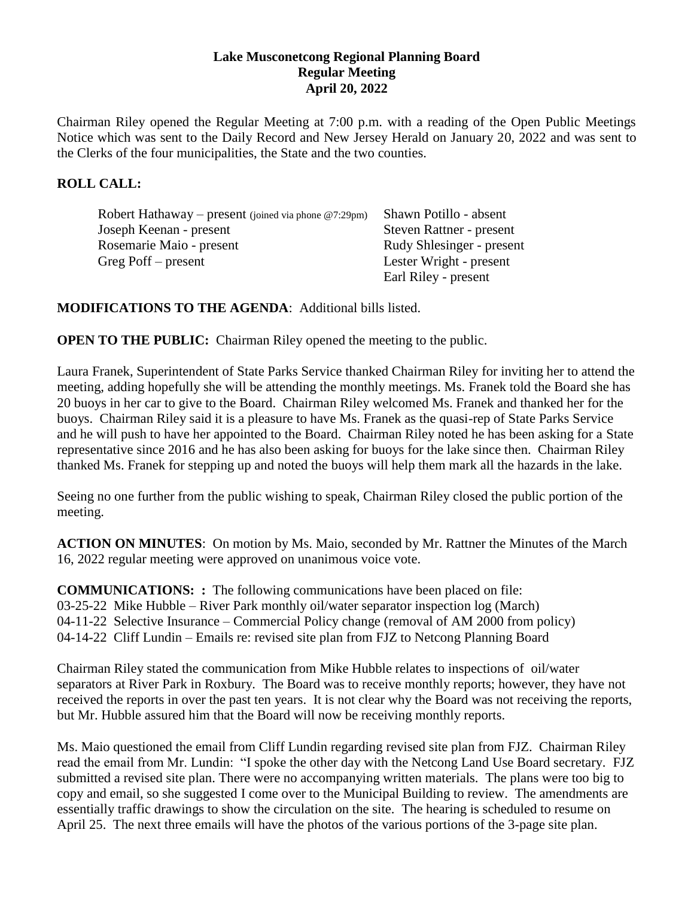**Lake Musconetcong Regional Planning Board**
**Regular Meeting**
**April 20, 2022**

Chairman Riley opened the Regular Meeting at 7:00 p.m. with a reading of the Open Public Meetings Notice which was sent to the Daily Record and New Jersey Herald on January 20, 2022 and was sent to the Clerks of the four municipalities, the State and the two counties.

**ROLL CALL:**

Robert Hathaway – present (joined via phone @7:29pm)
Joseph Keenan - present
Rosemarie Maio - present
Greg Poff – present
Shawn Potillo - absent
Steven Rattner - present
Rudy Shlesinger - present
Lester Wright - present
Earl Riley - present

**MODIFICATIONS TO THE AGENDA**: Additional bills listed.

**OPEN TO THE PUBLIC:** Chairman Riley opened the meeting to the public.

Laura Franek, Superintendent of State Parks Service thanked Chairman Riley for inviting her to attend the meeting, adding hopefully she will be attending the monthly meetings. Ms. Franek told the Board she has 20 buoys in her car to give to the Board. Chairman Riley welcomed Ms. Franek and thanked her for the buoys. Chairman Riley said it is a pleasure to have Ms. Franek as the quasi-rep of State Parks Service and he will push to have her appointed to the Board. Chairman Riley noted he has been asking for a State representative since 2016 and he has also been asking for buoys for the lake since then. Chairman Riley thanked Ms. Franek for stepping up and noted the buoys will help them mark all the hazards in the lake.

Seeing no one further from the public wishing to speak, Chairman Riley closed the public portion of the meeting.

**ACTION ON MINUTES**: On motion by Ms. Maio, seconded by Mr. Rattner the Minutes of the March 16, 2022 regular meeting were approved on unanimous voice vote.

**COMMUNICATIONS: :** The following communications have been placed on file:
03-25-22 Mike Hubble – River Park monthly oil/water separator inspection log (March)
04-11-22 Selective Insurance – Commercial Policy change (removal of AM 2000 from policy)
04-14-22 Cliff Lundin – Emails re: revised site plan from FJZ to Netcong Planning Board

Chairman Riley stated the communication from Mike Hubble relates to inspections of oil/water separators at River Park in Roxbury. The Board was to receive monthly reports; however, they have not received the reports in over the past ten years. It is not clear why the Board was not receiving the reports, but Mr. Hubble assured him that the Board will now be receiving monthly reports.

Ms. Maio questioned the email from Cliff Lundin regarding revised site plan from FJZ. Chairman Riley read the email from Mr. Lundin: "I spoke the other day with the Netcong Land Use Board secretary. FJZ submitted a revised site plan. There were no accompanying written materials. The plans were too big to copy and email, so she suggested I come over to the Municipal Building to review. The amendments are essentially traffic drawings to show the circulation on the site. The hearing is scheduled to resume on April 25. The next three emails will have the photos of the various portions of the 3-page site plan.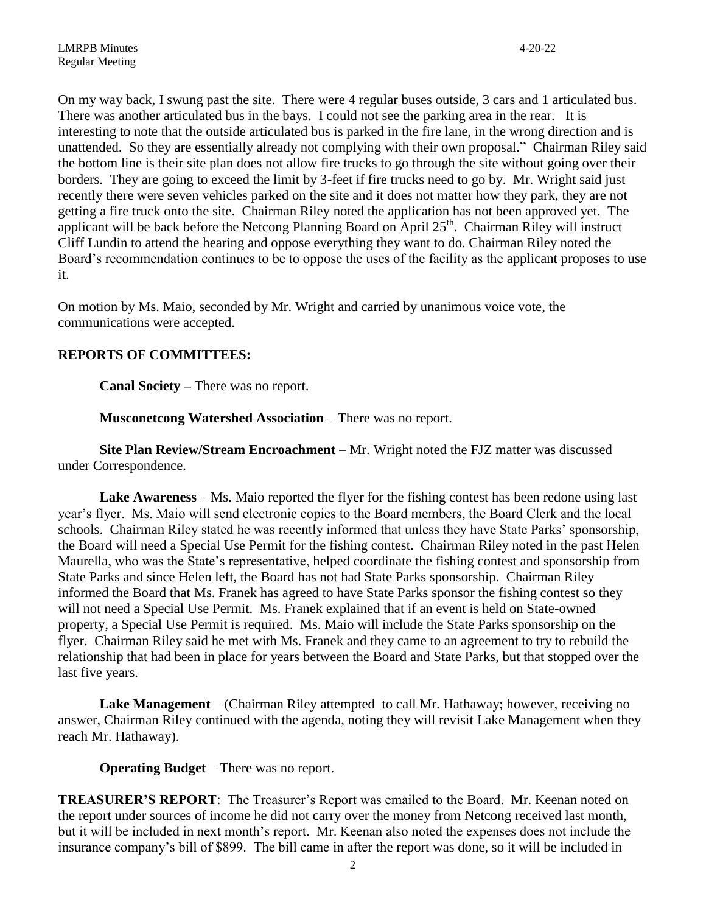On my way back, I swung past the site. There were 4 regular buses outside, 3 cars and 1 articulated bus. There was another articulated bus in the bays. I could not see the parking area in the rear. It is interesting to note that the outside articulated bus is parked in the fire lane, in the wrong direction and is unattended. So they are essentially already not complying with their own proposal." Chairman Riley said the bottom line is their site plan does not allow fire trucks to go through the site without going over their borders. They are going to exceed the limit by 3-feet if fire trucks need to go by. Mr. Wright said just recently there were seven vehicles parked on the site and it does not matter how they park, they are not getting a fire truck onto the site. Chairman Riley noted the application has not been approved yet. The applicant will be back before the Netcong Planning Board on April 25th. Chairman Riley will instruct Cliff Lundin to attend the hearing and oppose everything they want to do. Chairman Riley noted the Board's recommendation continues to be to oppose the uses of the facility as the applicant proposes to use it.

On motion by Ms. Maio, seconded by Mr. Wright and carried by unanimous voice vote, the communications were accepted.

**REPORTS OF COMMITTEES:**

**Canal Society –** There was no report.

**Musconetcong Watershed Association** – There was no report.

**Site Plan Review/Stream Encroachment** – Mr. Wright noted the FJZ matter was discussed under Correspondence.

**Lake Awareness** – Ms. Maio reported the flyer for the fishing contest has been redone using last year's flyer. Ms. Maio will send electronic copies to the Board members, the Board Clerk and the local schools. Chairman Riley stated he was recently informed that unless they have State Parks' sponsorship, the Board will need a Special Use Permit for the fishing contest. Chairman Riley noted in the past Helen Maurella, who was the State's representative, helped coordinate the fishing contest and sponsorship from State Parks and since Helen left, the Board has not had State Parks sponsorship. Chairman Riley informed the Board that Ms. Franek has agreed to have State Parks sponsor the fishing contest so they will not need a Special Use Permit. Ms. Franek explained that if an event is held on State-owned property, a Special Use Permit is required. Ms. Maio will include the State Parks sponsorship on the flyer. Chairman Riley said he met with Ms. Franek and they came to an agreement to try to rebuild the relationship that had been in place for years between the Board and State Parks, but that stopped over the last five years.

**Lake Management** – (Chairman Riley attempted to call Mr. Hathaway; however, receiving no answer, Chairman Riley continued with the agenda, noting they will revisit Lake Management when they reach Mr. Hathaway).

**Operating Budget** – There was no report.

**TREASURER'S REPORT**: The Treasurer's Report was emailed to the Board. Mr. Keenan noted on the report under sources of income he did not carry over the money from Netcong received last month, but it will be included in next month's report. Mr. Keenan also noted the expenses does not include the insurance company's bill of $899. The bill came in after the report was done, so it will be included in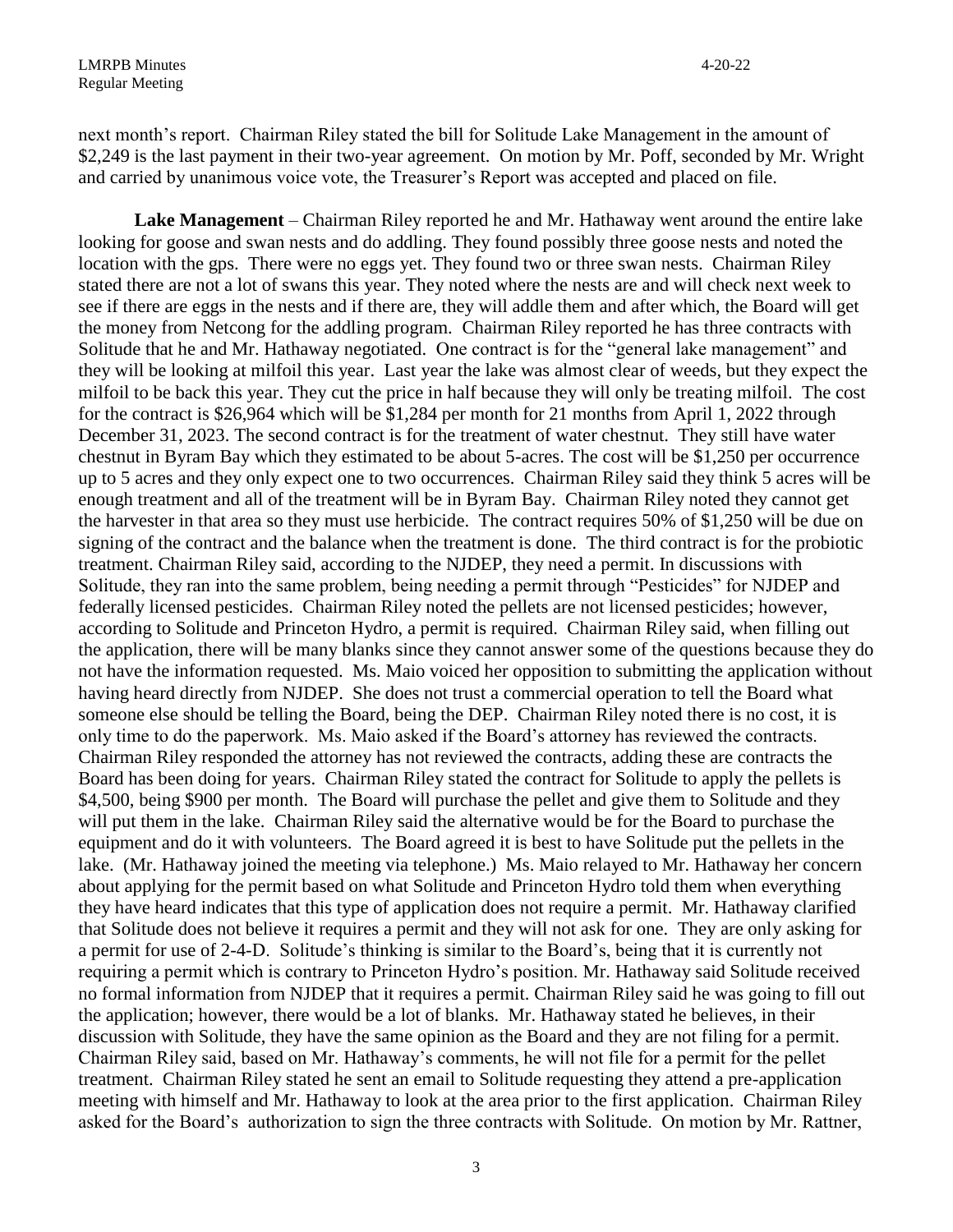next month's report. Chairman Riley stated the bill for Solitude Lake Management in the amount of $2,249 is the last payment in their two-year agreement. On motion by Mr. Poff, seconded by Mr. Wright and carried by unanimous voice vote, the Treasurer's Report was accepted and placed on file.

**Lake Management** – Chairman Riley reported he and Mr. Hathaway went around the entire lake looking for goose and swan nests and do addling. They found possibly three goose nests and noted the location with the gps. There were no eggs yet. They found two or three swan nests. Chairman Riley stated there are not a lot of swans this year. They noted where the nests are and will check next week to see if there are eggs in the nests and if there are, they will addle them and after which, the Board will get the money from Netcong for the addling program. Chairman Riley reported he has three contracts with Solitude that he and Mr. Hathaway negotiated. One contract is for the "general lake management" and they will be looking at milfoil this year. Last year the lake was almost clear of weeds, but they expect the milfoil to be back this year. They cut the price in half because they will only be treating milfoil. The cost for the contract is $26,964 which will be $1,284 per month for 21 months from April 1, 2022 through December 31, 2023. The second contract is for the treatment of water chestnut. They still have water chestnut in Byram Bay which they estimated to be about 5-acres. The cost will be $1,250 per occurrence up to 5 acres and they only expect one to two occurrences. Chairman Riley said they think 5 acres will be enough treatment and all of the treatment will be in Byram Bay. Chairman Riley noted they cannot get the harvester in that area so they must use herbicide. The contract requires 50% of $1,250 will be due on signing of the contract and the balance when the treatment is done. The third contract is for the probiotic treatment. Chairman Riley said, according to the NJDEP, they need a permit. In discussions with Solitude, they ran into the same problem, being needing a permit through "Pesticides" for NJDEP and federally licensed pesticides. Chairman Riley noted the pellets are not licensed pesticides; however, according to Solitude and Princeton Hydro, a permit is required. Chairman Riley said, when filling out the application, there will be many blanks since they cannot answer some of the questions because they do not have the information requested. Ms. Maio voiced her opposition to submitting the application without having heard directly from NJDEP. She does not trust a commercial operation to tell the Board what someone else should be telling the Board, being the DEP. Chairman Riley noted there is no cost, it is only time to do the paperwork. Ms. Maio asked if the Board's attorney has reviewed the contracts. Chairman Riley responded the attorney has not reviewed the contracts, adding these are contracts the Board has been doing for years. Chairman Riley stated the contract for Solitude to apply the pellets is $4,500, being $900 per month. The Board will purchase the pellet and give them to Solitude and they will put them in the lake. Chairman Riley said the alternative would be for the Board to purchase the equipment and do it with volunteers. The Board agreed it is best to have Solitude put the pellets in the lake. (Mr. Hathaway joined the meeting via telephone.) Ms. Maio relayed to Mr. Hathaway her concern about applying for the permit based on what Solitude and Princeton Hydro told them when everything they have heard indicates that this type of application does not require a permit. Mr. Hathaway clarified that Solitude does not believe it requires a permit and they will not ask for one. They are only asking for a permit for use of 2-4-D. Solitude's thinking is similar to the Board's, being that it is currently not requiring a permit which is contrary to Princeton Hydro's position. Mr. Hathaway said Solitude received no formal information from NJDEP that it requires a permit. Chairman Riley said he was going to fill out the application; however, there would be a lot of blanks. Mr. Hathaway stated he believes, in their discussion with Solitude, they have the same opinion as the Board and they are not filing for a permit. Chairman Riley said, based on Mr. Hathaway's comments, he will not file for a permit for the pellet treatment. Chairman Riley stated he sent an email to Solitude requesting they attend a pre-application meeting with himself and Mr. Hathaway to look at the area prior to the first application. Chairman Riley asked for the Board's authorization to sign the three contracts with Solitude. On motion by Mr. Rattner,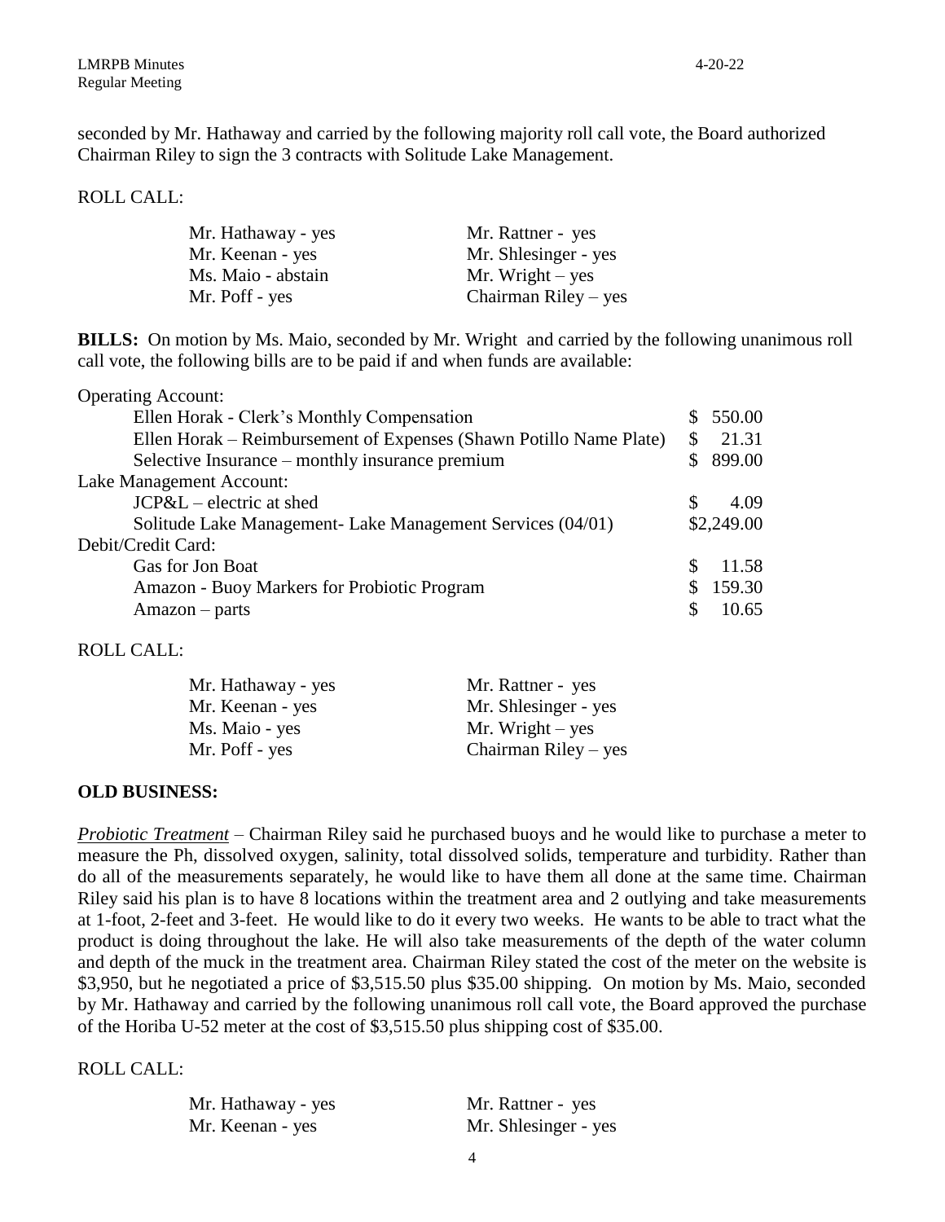seconded by Mr. Hathaway and carried by the following majority roll call vote, the Board authorized Chairman Riley to sign the 3 contracts with Solitude Lake Management.

ROLL CALL:

| | |
|---|---|
| Mr. Hathaway - yes | Mr. Rattner - yes |
| Mr. Keenan - yes | Mr. Shlesinger - yes |
| Ms. Maio - abstain | Mr. Wright – yes |
| Mr. Poff - yes | Chairman Riley – yes |

**BILLS:** On motion by Ms. Maio, seconded by Mr. Wright and carried by the following unanimous roll call vote, the following bills are to be paid if and when funds are available:

| | |
|---|---|
| Operating Account: | |
| Ellen Horak - Clerk's Monthly Compensation | $ 550.00 |
| Ellen Horak – Reimbursement of Expenses (Shawn Potillo Name Plate) | $ 21.31 |
| Selective Insurance – monthly insurance premium | $ 899.00 |
| Lake Management Account: | |
| JCP&L – electric at shed | $ 4.09 |
| Solitude Lake Management- Lake Management Services (04/01) | $2,249.00 |
| Debit/Credit Card: | |
| Gas for Jon Boat | $ 11.58 |
| Amazon - Buoy Markers for Probiotic Program | $ 159.30 |
| Amazon – parts | $ 10.65 |

ROLL CALL:

| | |
|---|---|
| Mr. Hathaway - yes | Mr. Rattner - yes |
| Mr. Keenan - yes | Mr. Shlesinger - yes |
| Ms. Maio - yes | Mr. Wright – yes |
| Mr. Poff - yes | Chairman Riley – yes |

**OLD BUSINESS:**

***Probiotic Treatment*** – Chairman Riley said he purchased buoys and he would like to purchase a meter to measure the Ph, dissolved oxygen, salinity, total dissolved solids, temperature and turbidity. Rather than do all of the measurements separately, he would like to have them all done at the same time. Chairman Riley said his plan is to have 8 locations within the treatment area and 2 outlying and take measurements at 1-foot, 2-feet and 3-feet. He would like to do it every two weeks. He wants to be able to tract what the product is doing throughout the lake. He will also take measurements of the depth of the water column and depth of the muck in the treatment area. Chairman Riley stated the cost of the meter on the website is $3,950, but he negotiated a price of $3,515.50 plus $35.00 shipping. On motion by Ms. Maio, seconded by Mr. Hathaway and carried by the following unanimous roll call vote, the Board approved the purchase of the Horiba U-52 meter at the cost of $3,515.50 plus shipping cost of $35.00.

ROLL CALL:

| | |
|---|---|
| Mr. Hathaway - yes | Mr. Rattner - yes |
| Mr. Keenan - yes | Mr. Shlesinger - yes |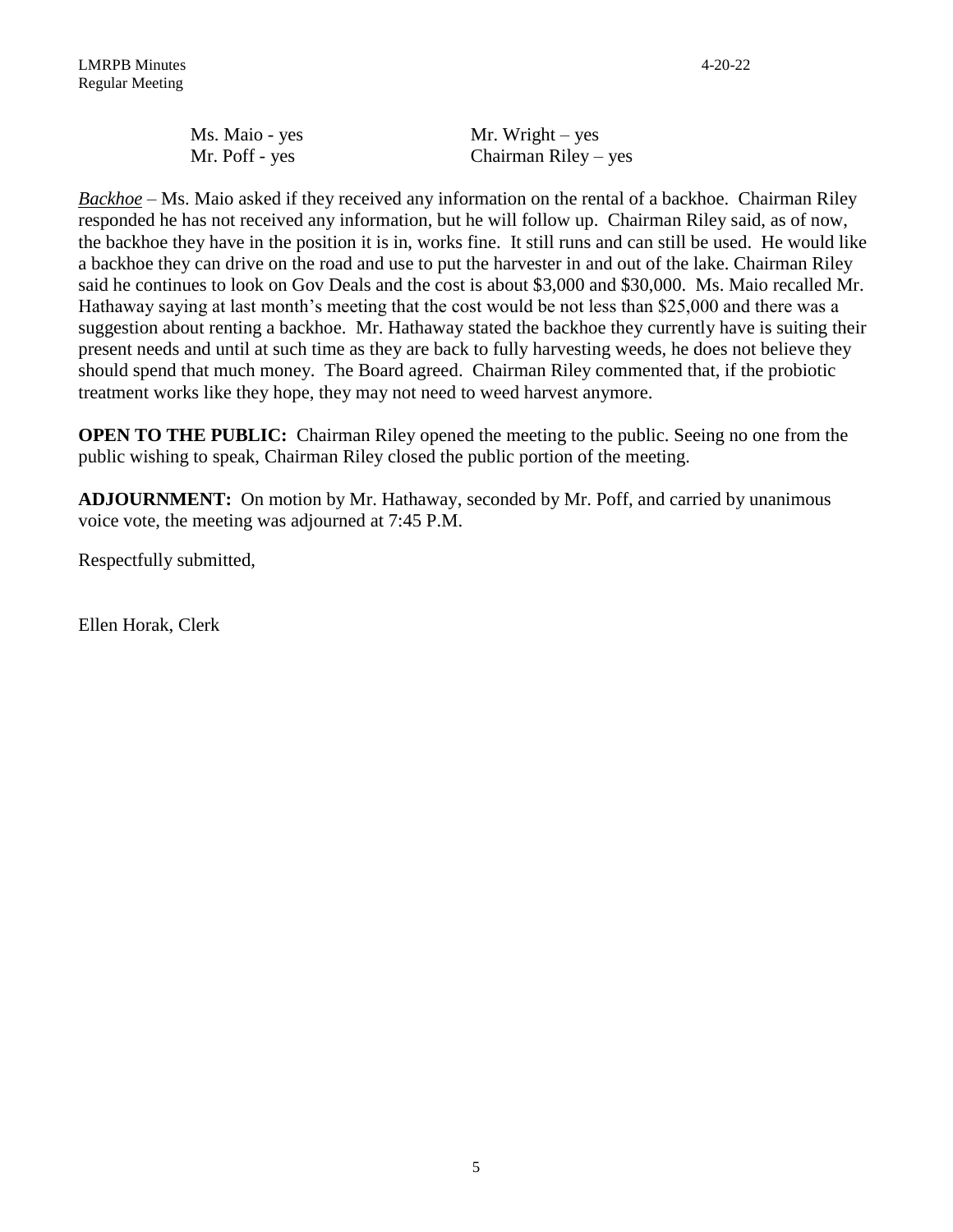Ms. Maio - yes Mr. Wright – yes
Mr. Poff - yes Chairman Riley – yes

*Backhoe* – Ms. Maio asked if they received any information on the rental of a backhoe. Chairman Riley responded he has not received any information, but he will follow up. Chairman Riley said, as of now, the backhoe they have in the position it is in, works fine. It still runs and can still be used. He would like a backhoe they can drive on the road and use to put the harvester in and out of the lake. Chairman Riley said he continues to look on Gov Deals and the cost is about $3,000 and $30,000. Ms. Maio recalled Mr. Hathaway saying at last month's meeting that the cost would be not less than $25,000 and there was a suggestion about renting a backhoe. Mr. Hathaway stated the backhoe they currently have is suiting their present needs and until at such time as they are back to fully harvesting weeds, he does not believe they should spend that much money. The Board agreed. Chairman Riley commented that, if the probiotic treatment works like they hope, they may not need to weed harvest anymore.

**OPEN TO THE PUBLIC:** Chairman Riley opened the meeting to the public. Seeing no one from the public wishing to speak, Chairman Riley closed the public portion of the meeting.

**ADJOURNMENT:** On motion by Mr. Hathaway, seconded by Mr. Poff, and carried by unanimous voice vote, the meeting was adjourned at 7:45 P.M.

Respectfully submitted,

Ellen Horak, Clerk